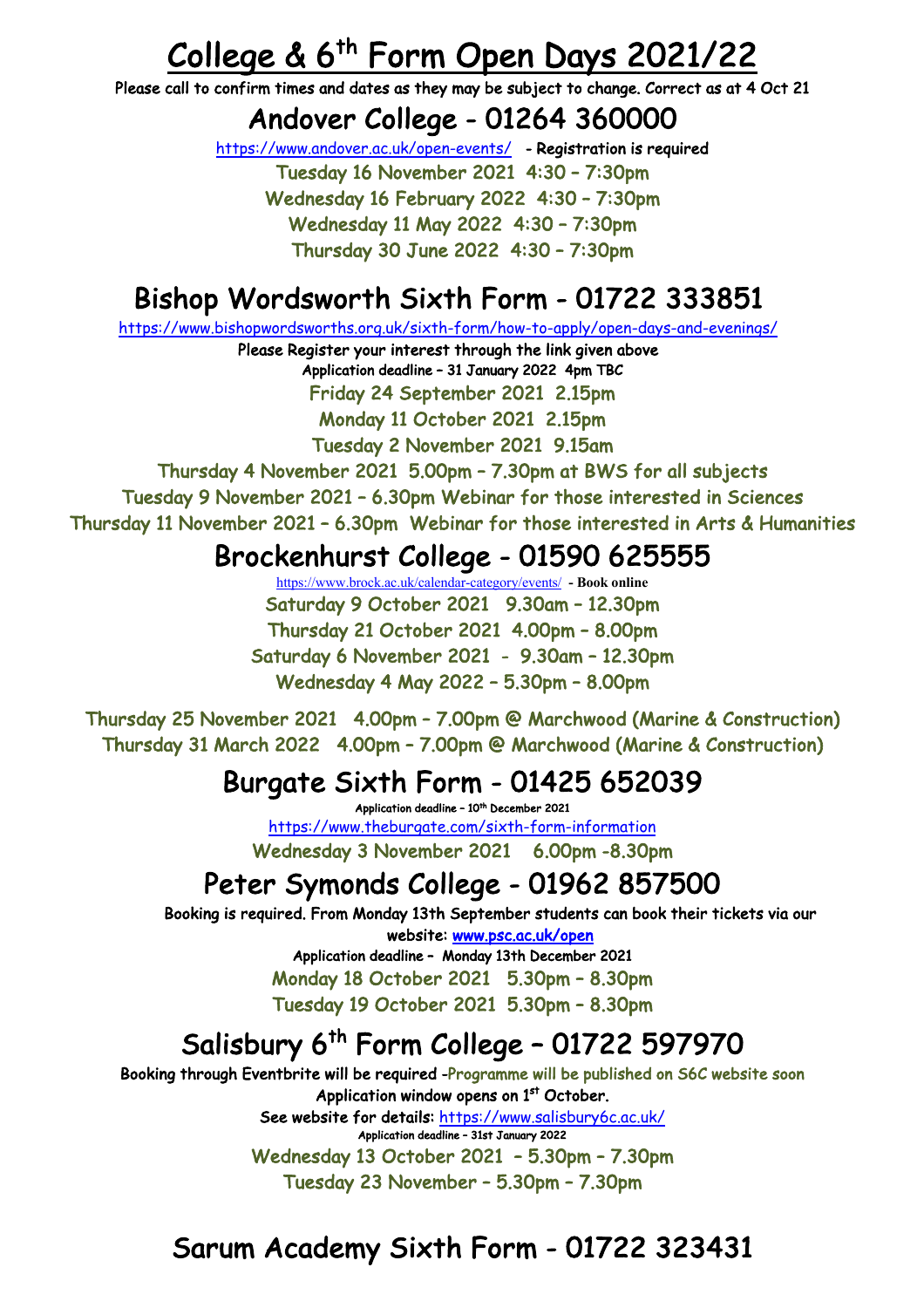# College & 6th Form Open Days 2021/22

Please call to confirm times and dates as they may be subject to change. Correct as at 4 Oct 21

## Andover College - 01264 360000

https://www.andover.ac.uk/open-events/ - Registration is required

Tuesday 16 November 2021 4:30 – 7:30pm

Wednesday 16 February 2022 4:30 – 7:30pm

Wednesday 11 May 2022 4:30 – 7:30pm

Thursday 30 June 2022 4:30 – 7:30pm

## Bishop Wordsworth Sixth Form - 01722 333851

https://www.bishopwordsworths.org.uk/sixth-form/how-to-apply/open-days-and-evenings/

Please Register your interest through the link given above

Application deadline – 31 January 2022 4pm TBC

Friday 24 September 2021 2.15pm

Monday 11 October 2021 2.15pm

Tuesday 2 November 2021 9.15am

Thursday 4 November 2021 5.00pm – 7.30pm at BWS for all subjects

Tuesday 9 November 2021 – 6.30pm Webinar for those interested in Sciences

Thursday 11 November 2021 – 6.30pm Webinar for those interested in Arts & Humanities

## Brockenhurst College - 01590 625555

https://www.brock.ac.uk/calendar-category/events/ - **Book online**

Saturday 9 October 2021 9.30am – 12.30pm

Thursday 21 October 2021 4.00pm – 8.00pm

Saturday 6 November 2021 - 9.30am – 12.30pm

Wednesday 4 May 2022 – 5.30pm – 8.00pm

Thursday 25 November 2021 4.00pm – 7.00pm @ Marchwood (Marine & Construction)

Thursday 31 March 2022 4.00pm – 7.00pm @ Marchwood (Marine & Construction)

## Burgate Sixth Form - 01425 652039

Application deadline – 10th December 2021

https://www.theburgate.com/sixth-form-information

Wednesday 3 November 2021 6.00pm -8.30pm

## Peter Symonds College - 01962 857500

Booking is required. From Monday 13th September students can book their tickets via our website: **www.psc.ac.uk/open**

Application deadline – Monday 13th December 2021

Monday 18 October 2021 5.30pm – 8.30pm

Tuesday 19 October 2021 5.30pm – 8.30pm

## Salisbury 6th Form College – 01722 597970

Booking through Eventbrite will be required -Programme will be published on S6C website soon

Application window opens on 1st October.

See website for details: https://www.salisbury6c.ac.uk/

Application deadline – 31st January 2022

Wednesday 13 October 2021 – 5.30pm – 7.30pm

Tuesday 23 November – 5.30pm – 7.30pm

## Sarum Academy Sixth Form - 01722 323431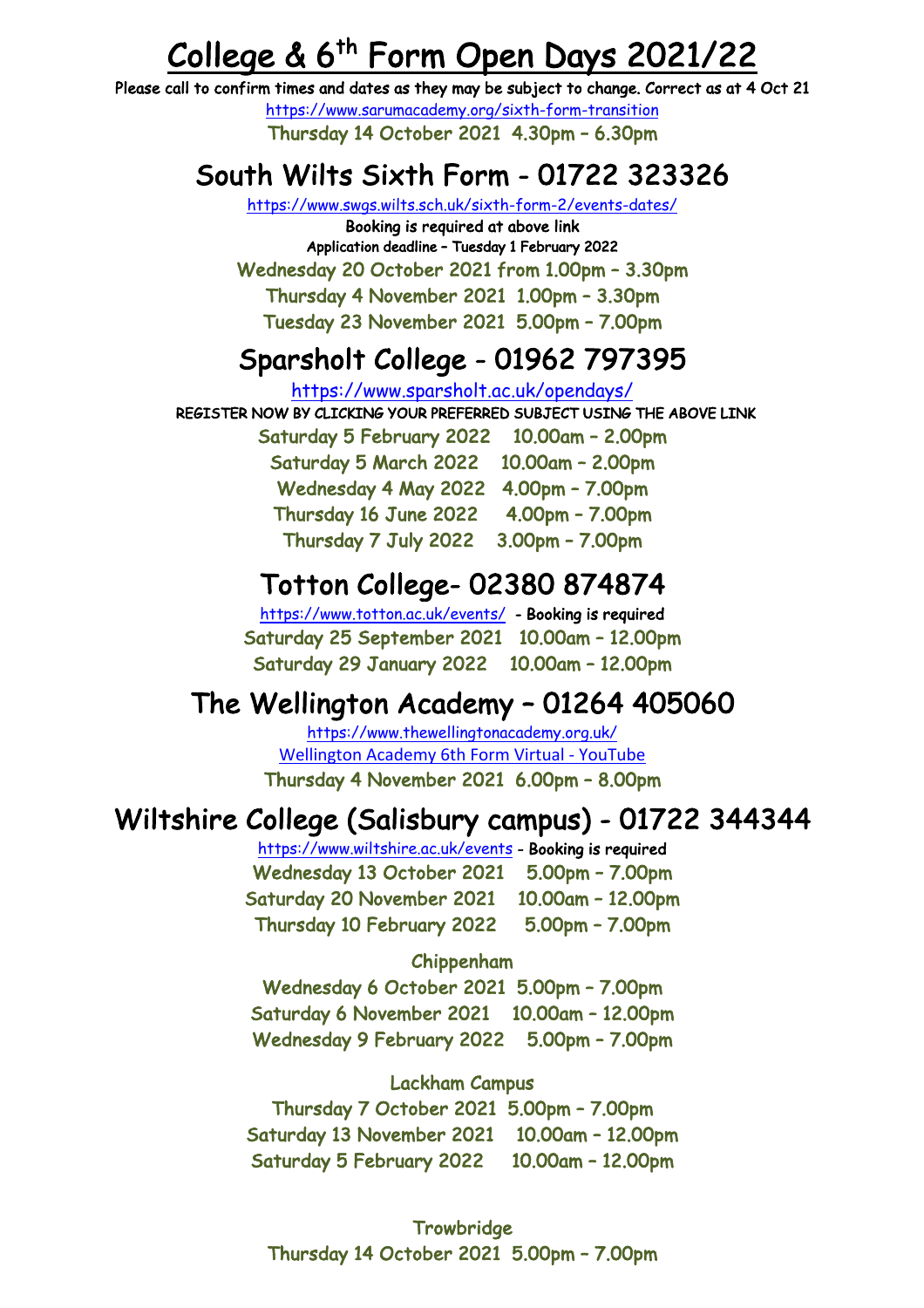# College & 6th Form Open Days 2021/22

**Please call to confirm times and dates as they may be subject to change. Correct as at 4 Oct 21**

https://www.sarumacademy.org/sixth-form-transition

**Thursday 14 October 2021 4.30pm – 6.30pm**

## South Wilts Sixth Form - 01722 323326

https://www.swgs.wilts.sch.uk/sixth-form-2/events-dates/

**Booking is required at above link**

**Application deadline – Tuesday 1 February 2022**

**Wednesday 20 October 2021 from 1.00pm – 3.30pm**

**Thursday 4 November 2021 1.00pm – 3.30pm**

**Tuesday 23 November 2021 5.00pm – 7.00pm**

## Sparsholt College - 01962 797395

https://www.sparsholt.ac.uk/opendays/

**REGISTER NOW BY CLICKING YOUR PREFERRED SUBJECT USING THE ABOVE LINK**

**Saturday 5 February 2022 10.00am – 2.00pm**

**Saturday 5 March 2022 10.00am – 2.00pm**

**Wednesday 4 May 2022 4.00pm – 7.00pm**

**Thursday 16 June 2022 4.00pm – 7.00pm**

**Thursday 7 July 2022 3.00pm – 7.00pm**

## Totton College- 02380 874874

https://www.totton.ac.uk/events/ **- Booking is required**

**Saturday 25 September 2021 10.00am – 12.00pm**

**Saturday 29 January 2022 10.00am – 12.00pm**

## The Wellington Academy – 01264 405060

https://www.thewellingtonacademy.org.uk/

Wellington Academy 6th Form Virtual - YouTube

**Thursday 4 November 2021 6.00pm – 8.00pm**

## Wiltshire College (Salisbury campus) - 01722 344344

https://www.wiltshire.ac.uk/events **- Booking is required**

**Wednesday 13 October 2021 5.00pm – 7.00pm**

**Saturday 20 November 2021 10.00am – 12.00pm**

**Thursday 10 February 2022 5.00pm – 7.00pm**

**Chippenham**

**Wednesday 6 October 2021 5.00pm – 7.00pm**

**Saturday 6 November 2021 10.00am – 12.00pm**

**Wednesday 9 February 2022 5.00pm – 7.00pm**

**Lackham Campus**

**Thursday 7 October 2021 5.00pm – 7.00pm**

**Saturday 13 November 2021 10.00am – 12.00pm**

**Saturday 5 February 2022 10.00am – 12.00pm**

**Trowbridge**

**Thursday 14 October 2021 5.00pm – 7.00pm**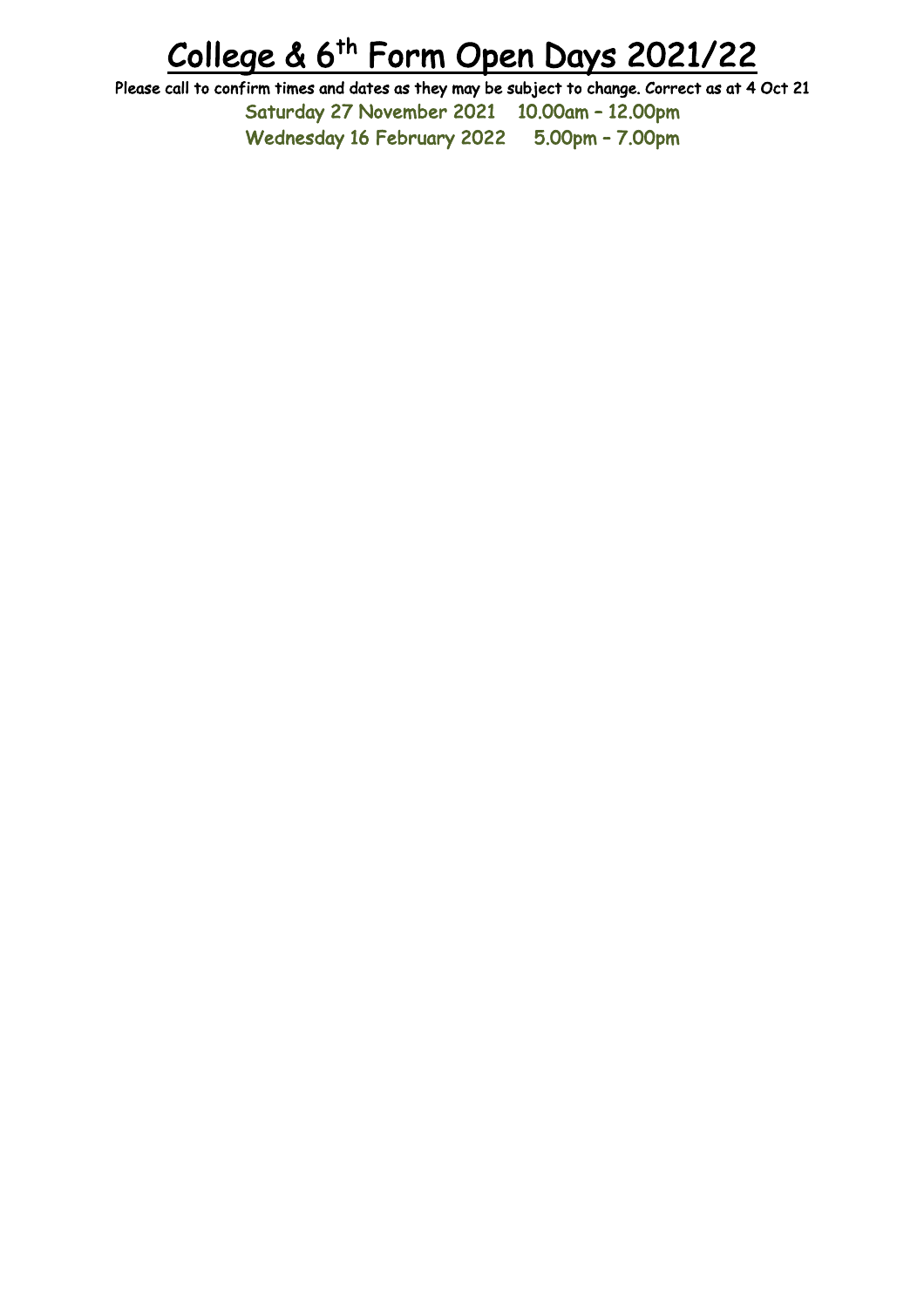# College & 6th Form Open Days 2021/22

Please call to confirm times and dates as they may be subject to change. Correct as at 4 Oct 21

Saturday 27 November 2021 10.00am – 12.00pm

Wednesday 16 February 2022 5.00pm – 7.00pm